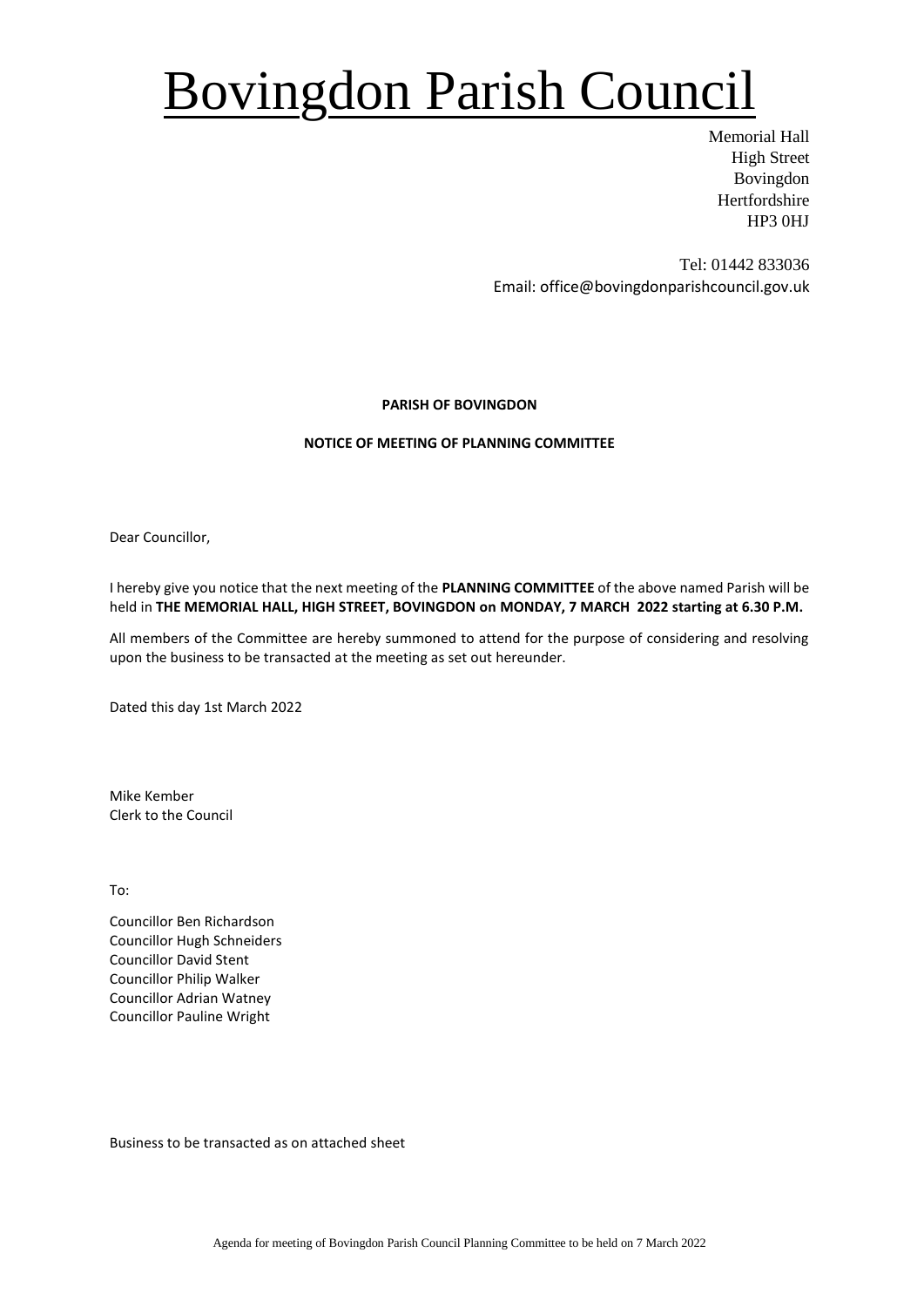# Bovingdon Parish Council

Memorial Hall
High Street
Bovingdon
Hertfordshire
HP3 0HJ

Tel: 01442 833036
Email: office@bovingdonparishcouncil.gov.uk

**PARISH OF BOVINGDON**

**NOTICE OF MEETING OF PLANNING COMMITTEE**

Dear Councillor,

I hereby give you notice that the next meeting of the **PLANNING COMMITTEE** of the above named Parish will be held in **THE MEMORIAL HALL, HIGH STREET, BOVINGDON on MONDAY, 7 MARCH 2022 starting at 6.30 P.M.**

All members of the Committee are hereby summoned to attend for the purpose of considering and resolving upon the business to be transacted at the meeting as set out hereunder.

Dated this day 1st March 2022

Mike Kember
Clerk to the Council

To:

Councillor Ben Richardson
Councillor Hugh Schneiders
Councillor David Stent
Councillor Philip Walker
Councillor Adrian Watney
Councillor Pauline Wright

Business to be transacted as on attached sheet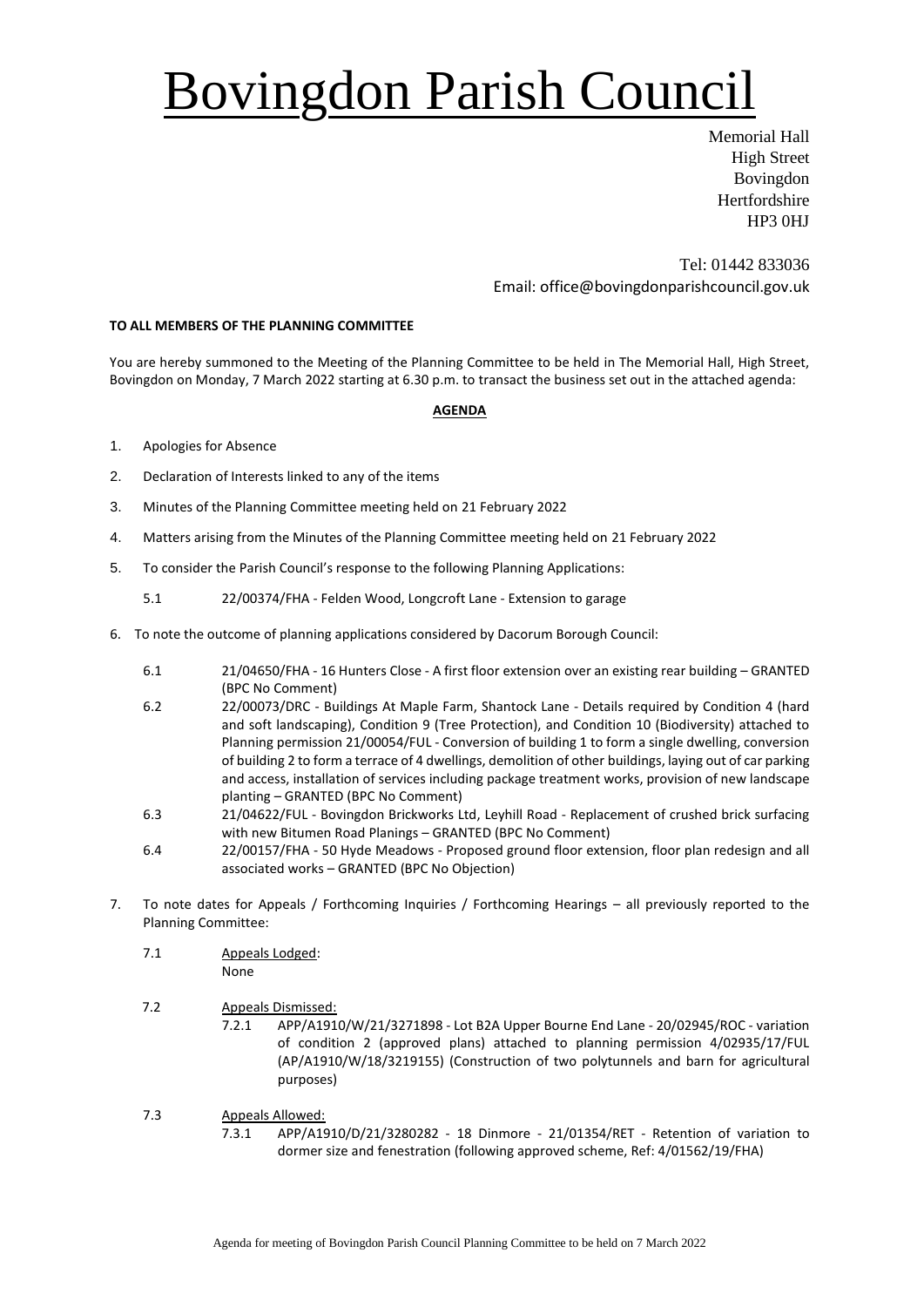# Bovingdon Parish Council

Memorial Hall
High Street
Bovingdon
Hertfordshire
HP3 0HJ

Tel: 01442 833036
Email: office@bovingdonparishcouncil.gov.uk

**TO ALL MEMBERS OF THE PLANNING COMMITTEE**

You are hereby summoned to the Meeting of the Planning Committee to be held in The Memorial Hall, High Street, Bovingdon on Monday, 7 March 2022 starting at 6.30 p.m. to transact the business set out in the attached agenda:

**AGENDA**

1. Apologies for Absence
2. Declaration of Interests linked to any of the items
3. Minutes of the Planning Committee meeting held on 21 February 2022
4. Matters arising from the Minutes of the Planning Committee meeting held on 21 February 2022
5. To consider the Parish Council's response to the following Planning Applications:
   - 5.1 22/00374/FHA - Felden Wood, Longcroft Lane - Extension to garage
6. To note the outcome of planning applications considered by Dacorum Borough Council:
   - 6.1 21/04650/FHA - 16 Hunters Close - A first floor extension over an existing rear building – GRANTED (BPC No Comment)
   - 6.2 22/00073/DRC - Buildings At Maple Farm, Shantock Lane - Details required by Condition 4 (hard and soft landscaping), Condition 9 (Tree Protection), and Condition 10 (Biodiversity) attached to Planning permission 21/00054/FUL - Conversion of building 1 to form a single dwelling, conversion of building 2 to form a terrace of 4 dwellings, demolition of other buildings, laying out of car parking and access, installation of services including package treatment works, provision of new landscape planting – GRANTED (BPC No Comment)
   - 6.3 21/04622/FUL - Bovingdon Brickworks Ltd, Leyhill Road - Replacement of crushed brick surfacing with new Bitumen Road Planings – GRANTED (BPC No Comment)
   - 6.4 22/00157/FHA - 50 Hyde Meadows - Proposed ground floor extension, floor plan redesign and all associated works – GRANTED (BPC No Objection)
7. To note dates for Appeals / Forthcoming Inquiries / Forthcoming Hearings – all previously reported to the Planning Committee:
   - 7.1 Appeals Lodged:
     None
   - 7.2 Appeals Dismissed:
     - 7.2.1 APP/A1910/W/21/3271898 - Lot B2A Upper Bourne End Lane - 20/02945/ROC - variation of condition 2 (approved plans) attached to planning permission 4/02935/17/FUL (AP/A1910/W/18/3219155) (Construction of two polytunnels and barn for agricultural purposes)
   - 7.3 Appeals Allowed:
     - 7.3.1 APP/A1910/D/21/3280282 - 18 Dinmore - 21/01354/RET - Retention of variation to dormer size and fenestration (following approved scheme, Ref: 4/01562/19/FHA)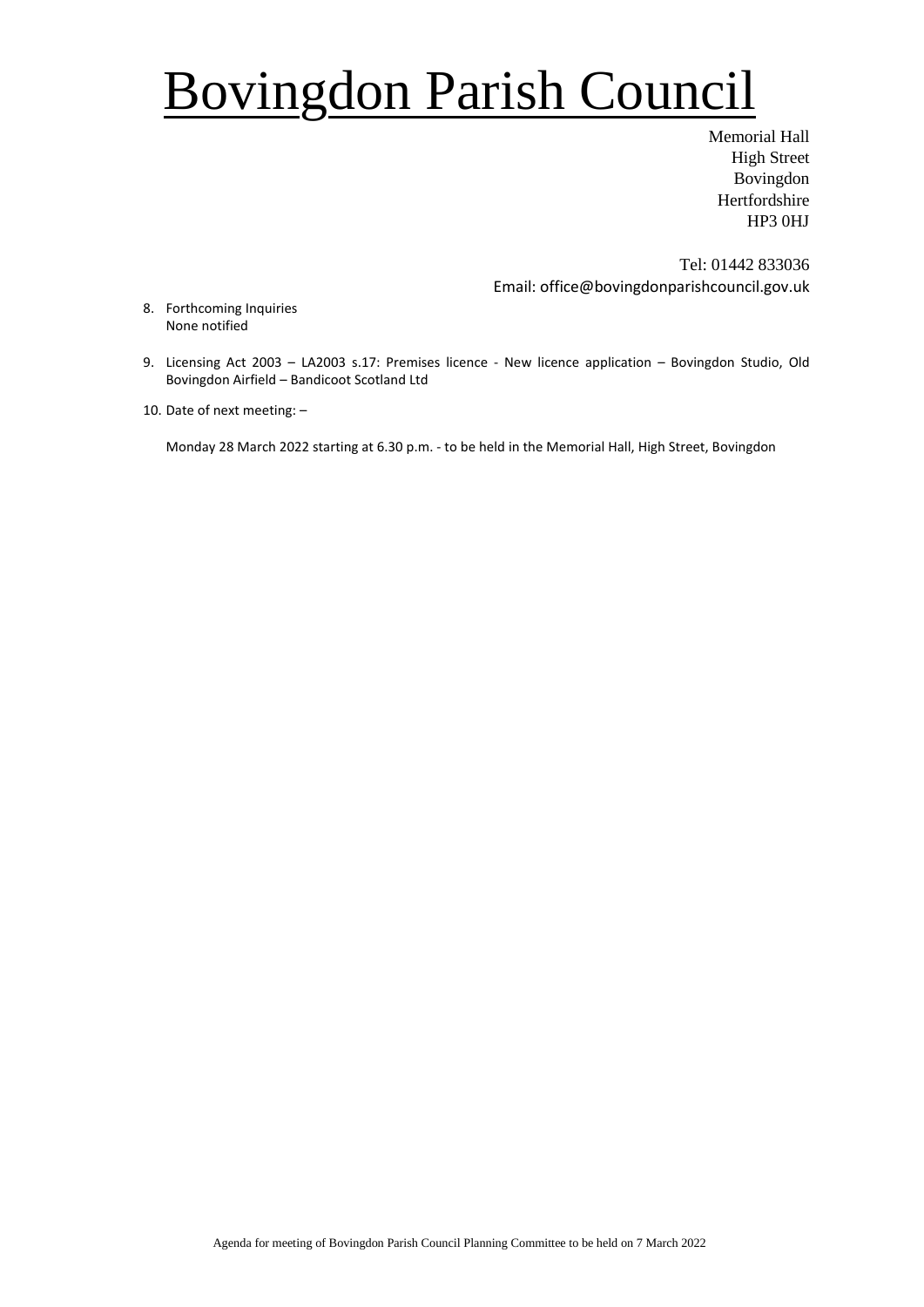# Bovingdon Parish Council

Memorial Hall
High Street
Bovingdon
Hertfordshire
HP3 0HJ

Tel: 01442 833036
Email: office@bovingdonparishcouncil.gov.uk

8. Forthcoming Inquiries
   None notified

9. Licensing Act 2003 – LA2003 s.17: Premises licence - New licence application – Bovingdon Studio, Old Bovingdon Airfield – Bandicoot Scotland Ltd

10. Date of next meeting: –

    Monday 28 March 2022 starting at 6.30 p.m. - to be held in the Memorial Hall, High Street, Bovingdon